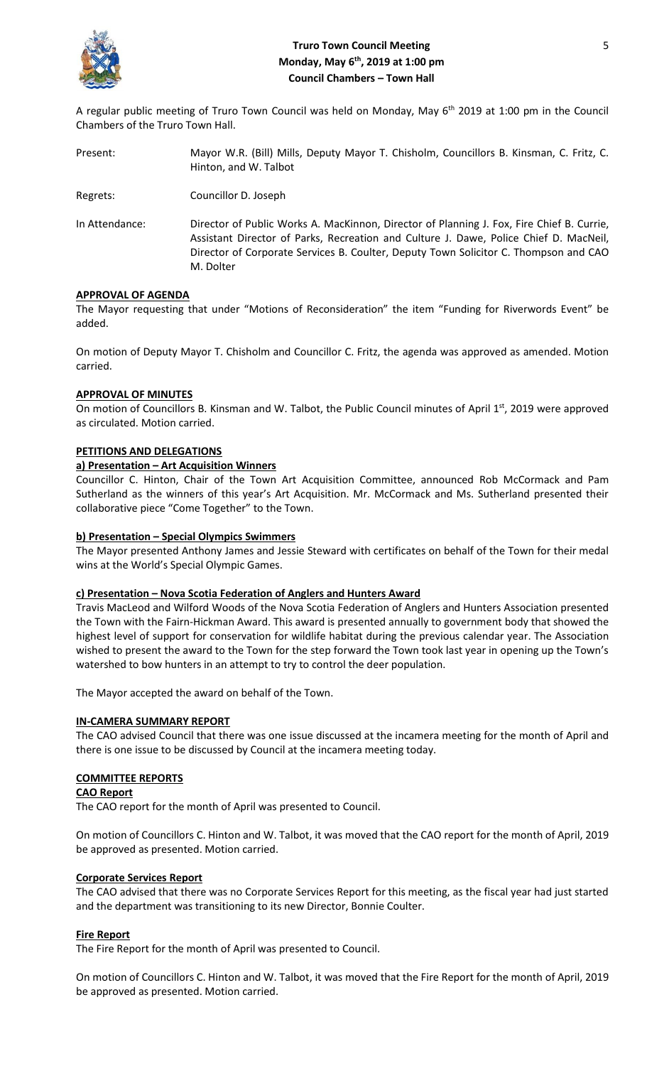# Truro Town Council Meeting
## Monday, May 6th, 2019 at 1:00 pm
## Council Chambers – Town Hall

A regular public meeting of Truro Town Council was held on Monday, May 6th 2019 at 1:00 pm in the Council Chambers of the Truro Town Hall.

Present: Mayor W.R. (Bill) Mills, Deputy Mayor T. Chisholm, Councillors B. Kinsman, C. Fritz, C. Hinton, and W. Talbot

Regrets: Councillor D. Joseph

In Attendance: Director of Public Works A. MacKinnon, Director of Planning J. Fox, Fire Chief B. Currie, Assistant Director of Parks, Recreation and Culture J. Dawe, Police Chief D. MacNeil, Director of Corporate Services B. Coulter, Deputy Town Solicitor C. Thompson and CAO M. Dolter

### APPROVAL OF AGENDA

The Mayor requesting that under "Motions of Reconsideration" the item "Funding for Riverwords Event" be added.

On motion of Deputy Mayor T. Chisholm and Councillor C. Fritz, the agenda was approved as amended. Motion carried.

### APPROVAL OF MINUTES

On motion of Councillors B. Kinsman and W. Talbot, the Public Council minutes of April 1st, 2019 were approved as circulated. Motion carried.

### PETITIONS AND DELEGATIONS

#### a) Presentation – Art Acquisition Winners

Councillor C. Hinton, Chair of the Town Art Acquisition Committee, announced Rob McCormack and Pam Sutherland as the winners of this year's Art Acquisition. Mr. McCormack and Ms. Sutherland presented their collaborative piece "Come Together" to the Town.

#### b) Presentation – Special Olympics Swimmers

The Mayor presented Anthony James and Jessie Steward with certificates on behalf of the Town for their medal wins at the World's Special Olympic Games.

#### c) Presentation – Nova Scotia Federation of Anglers and Hunters Award

Travis MacLeod and Wilford Woods of the Nova Scotia Federation of Anglers and Hunters Association presented the Town with the Fairn-Hickman Award. This award is presented annually to government body that showed the highest level of support for conservation for wildlife habitat during the previous calendar year. The Association wished to present the award to the Town for the step forward the Town took last year in opening up the Town's watershed to bow hunters in an attempt to try to control the deer population.

The Mayor accepted the award on behalf of the Town.

### IN-CAMERA SUMMARY REPORT

The CAO advised Council that there was one issue discussed at the incamera meeting for the month of April and there is one issue to be discussed by Council at the incamera meeting today.

### COMMITTEE REPORTS

#### CAO Report

The CAO report for the month of April was presented to Council.

On motion of Councillors C. Hinton and W. Talbot, it was moved that the CAO report for the month of April, 2019 be approved as presented. Motion carried.

#### Corporate Services Report

The CAO advised that there was no Corporate Services Report for this meeting, as the fiscal year had just started and the department was transitioning to its new Director, Bonnie Coulter.

#### Fire Report

The Fire Report for the month of April was presented to Council.

On motion of Councillors C. Hinton and W. Talbot, it was moved that the Fire Report for the month of April, 2019 be approved as presented. Motion carried.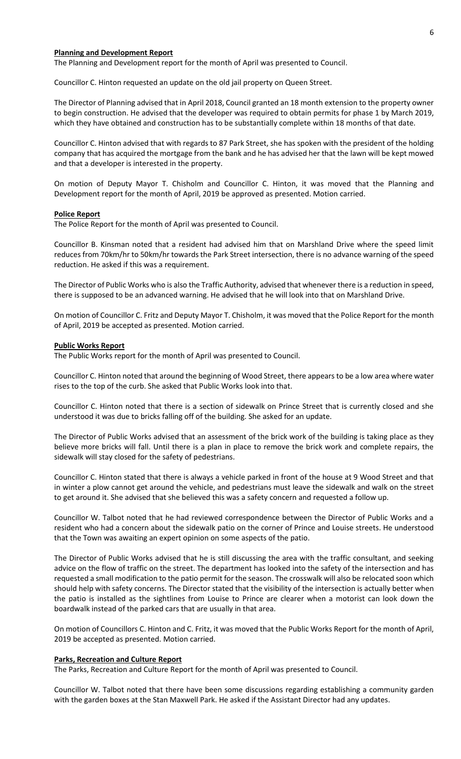**Planning and Development Report**

The Planning and Development report for the month of April was presented to Council.

Councillor C. Hinton requested an update on the old jail property on Queen Street.

The Director of Planning advised that in April 2018, Council granted an 18 month extension to the property owner to begin construction. He advised that the developer was required to obtain permits for phase 1 by March 2019, which they have obtained and construction has to be substantially complete within 18 months of that date.

Councillor C. Hinton advised that with regards to 87 Park Street, she has spoken with the president of the holding company that has acquired the mortgage from the bank and he has advised her that the lawn will be kept mowed and that a developer is interested in the property.

On motion of Deputy Mayor T. Chisholm and Councillor C. Hinton, it was moved that the Planning and Development report for the month of April, 2019 be approved as presented. Motion carried.

**Police Report**

The Police Report for the month of April was presented to Council.

Councillor B. Kinsman noted that a resident had advised him that on Marshland Drive where the speed limit reduces from 70km/hr to 50km/hr towards the Park Street intersection, there is no advance warning of the speed reduction. He asked if this was a requirement.

The Director of Public Works who is also the Traffic Authority, advised that whenever there is a reduction in speed, there is supposed to be an advanced warning. He advised that he will look into that on Marshland Drive.

On motion of Councillor C. Fritz and Deputy Mayor T. Chisholm, it was moved that the Police Report for the month of April, 2019 be accepted as presented. Motion carried.

**Public Works Report**

The Public Works report for the month of April was presented to Council.

Councillor C. Hinton noted that around the beginning of Wood Street, there appears to be a low area where water rises to the top of the curb. She asked that Public Works look into that.

Councillor C. Hinton noted that there is a section of sidewalk on Prince Street that is currently closed and she understood it was due to bricks falling off of the building. She asked for an update.

The Director of Public Works advised that an assessment of the brick work of the building is taking place as they believe more bricks will fall. Until there is a plan in place to remove the brick work and complete repairs, the sidewalk will stay closed for the safety of pedestrians.

Councillor C. Hinton stated that there is always a vehicle parked in front of the house at 9 Wood Street and that in winter a plow cannot get around the vehicle, and pedestrians must leave the sidewalk and walk on the street to get around it. She advised that she believed this was a safety concern and requested a follow up.

Councillor W. Talbot noted that he had reviewed correspondence between the Director of Public Works and a resident who had a concern about the sidewalk patio on the corner of Prince and Louise streets. He understood that the Town was awaiting an expert opinion on some aspects of the patio.

The Director of Public Works advised that he is still discussing the area with the traffic consultant, and seeking advice on the flow of traffic on the street. The department has looked into the safety of the intersection and has requested a small modification to the patio permit for the season. The crosswalk will also be relocated soon which should help with safety concerns. The Director stated that the visibility of the intersection is actually better when the patio is installed as the sightlines from Louise to Prince are clearer when a motorist can look down the boardwalk instead of the parked cars that are usually in that area.

On motion of Councillors C. Hinton and C. Fritz, it was moved that the Public Works Report for the month of April, 2019 be accepted as presented. Motion carried.

**Parks, Recreation and Culture Report**

The Parks, Recreation and Culture Report for the month of April was presented to Council.

Councillor W. Talbot noted that there have been some discussions regarding establishing a community garden with the garden boxes at the Stan Maxwell Park. He asked if the Assistant Director had any updates.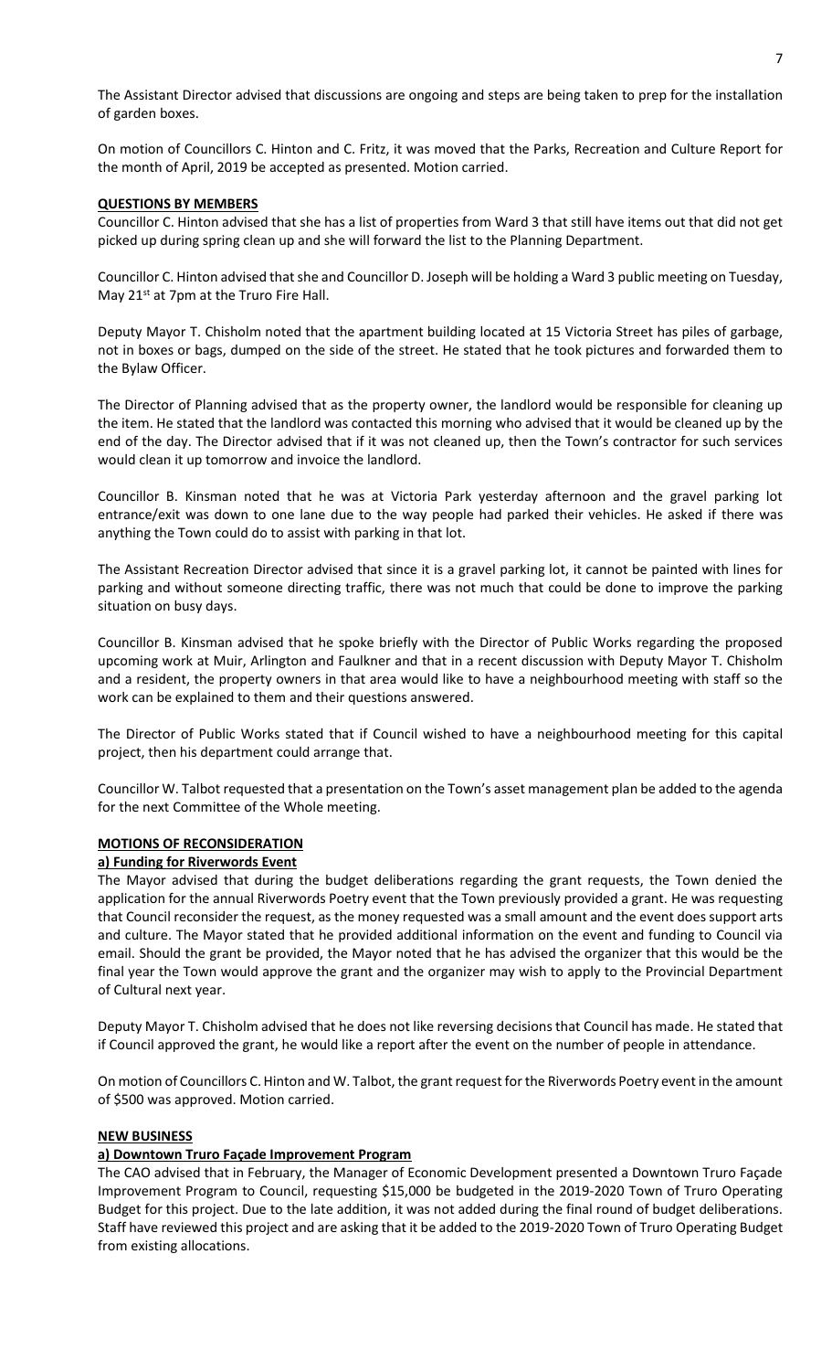The Assistant Director advised that discussions are ongoing and steps are being taken to prep for the installation of garden boxes.

On motion of Councillors C. Hinton and C. Fritz, it was moved that the Parks, Recreation and Culture Report for the month of April, 2019 be accepted as presented. Motion carried.

**QUESTIONS BY MEMBERS**

Councillor C. Hinton advised that she has a list of properties from Ward 3 that still have items out that did not get picked up during spring clean up and she will forward the list to the Planning Department.

Councillor C. Hinton advised that she and Councillor D. Joseph will be holding a Ward 3 public meeting on Tuesday, May 21st at 7pm at the Truro Fire Hall.

Deputy Mayor T. Chisholm noted that the apartment building located at 15 Victoria Street has piles of garbage, not in boxes or bags, dumped on the side of the street. He stated that he took pictures and forwarded them to the Bylaw Officer.

The Director of Planning advised that as the property owner, the landlord would be responsible for cleaning up the item. He stated that the landlord was contacted this morning who advised that it would be cleaned up by the end of the day. The Director advised that if it was not cleaned up, then the Town's contractor for such services would clean it up tomorrow and invoice the landlord.

Councillor B. Kinsman noted that he was at Victoria Park yesterday afternoon and the gravel parking lot entrance/exit was down to one lane due to the way people had parked their vehicles. He asked if there was anything the Town could do to assist with parking in that lot.

The Assistant Recreation Director advised that since it is a gravel parking lot, it cannot be painted with lines for parking and without someone directing traffic, there was not much that could be done to improve the parking situation on busy days.

Councillor B. Kinsman advised that he spoke briefly with the Director of Public Works regarding the proposed upcoming work at Muir, Arlington and Faulkner and that in a recent discussion with Deputy Mayor T. Chisholm and a resident, the property owners in that area would like to have a neighbourhood meeting with staff so the work can be explained to them and their questions answered.

The Director of Public Works stated that if Council wished to have a neighbourhood meeting for this capital project, then his department could arrange that.

Councillor W. Talbot requested that a presentation on the Town's asset management plan be added to the agenda for the next Committee of the Whole meeting.

**MOTIONS OF RECONSIDERATION**

**a) Funding for Riverwords Event**

The Mayor advised that during the budget deliberations regarding the grant requests, the Town denied the application for the annual Riverwords Poetry event that the Town previously provided a grant. He was requesting that Council reconsider the request, as the money requested was a small amount and the event does support arts and culture. The Mayor stated that he provided additional information on the event and funding to Council via email. Should the grant be provided, the Mayor noted that he has advised the organizer that this would be the final year the Town would approve the grant and the organizer may wish to apply to the Provincial Department of Cultural next year.

Deputy Mayor T. Chisholm advised that he does not like reversing decisions that Council has made. He stated that if Council approved the grant, he would like a report after the event on the number of people in attendance.

On motion of Councillors C. Hinton and W. Talbot, the grant request for the Riverwords Poetry event in the amount of $500 was approved. Motion carried.

**NEW BUSINESS**

**a) Downtown Truro Façade Improvement Program**

The CAO advised that in February, the Manager of Economic Development presented a Downtown Truro Façade Improvement Program to Council, requesting $15,000 be budgeted in the 2019-2020 Town of Truro Operating Budget for this project. Due to the late addition, it was not added during the final round of budget deliberations. Staff have reviewed this project and are asking that it be added to the 2019-2020 Town of Truro Operating Budget from existing allocations.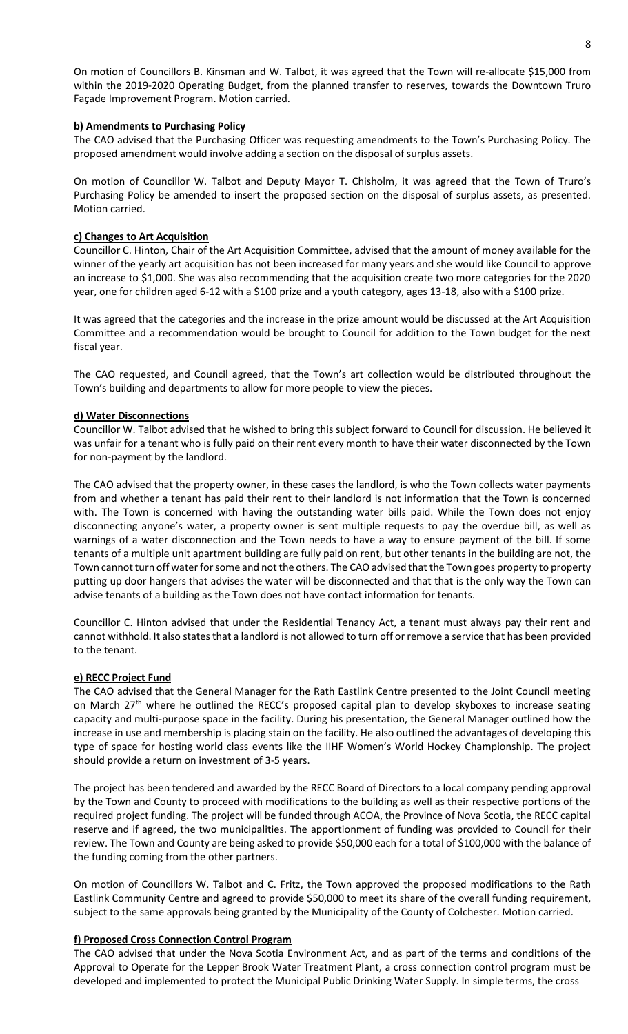On motion of Councillors B. Kinsman and W. Talbot, it was agreed that the Town will re-allocate $15,000 from within the 2019-2020 Operating Budget, from the planned transfer to reserves, towards the Downtown Truro Façade Improvement Program. Motion carried.

**b) Amendments to Purchasing Policy**

The CAO advised that the Purchasing Officer was requesting amendments to the Town's Purchasing Policy. The proposed amendment would involve adding a section on the disposal of surplus assets.

On motion of Councillor W. Talbot and Deputy Mayor T. Chisholm, it was agreed that the Town of Truro's Purchasing Policy be amended to insert the proposed section on the disposal of surplus assets, as presented. Motion carried.

**c) Changes to Art Acquisition**

Councillor C. Hinton, Chair of the Art Acquisition Committee, advised that the amount of money available for the winner of the yearly art acquisition has not been increased for many years and she would like Council to approve an increase to $1,000. She was also recommending that the acquisition create two more categories for the 2020 year, one for children aged 6-12 with a $100 prize and a youth category, ages 13-18, also with a $100 prize.

It was agreed that the categories and the increase in the prize amount would be discussed at the Art Acquisition Committee and a recommendation would be brought to Council for addition to the Town budget for the next fiscal year.

The CAO requested, and Council agreed, that the Town's art collection would be distributed throughout the Town's building and departments to allow for more people to view the pieces.

**d) Water Disconnections**

Councillor W. Talbot advised that he wished to bring this subject forward to Council for discussion. He believed it was unfair for a tenant who is fully paid on their rent every month to have their water disconnected by the Town for non-payment by the landlord.

The CAO advised that the property owner, in these cases the landlord, is who the Town collects water payments from and whether a tenant has paid their rent to their landlord is not information that the Town is concerned with. The Town is concerned with having the outstanding water bills paid. While the Town does not enjoy disconnecting anyone's water, a property owner is sent multiple requests to pay the overdue bill, as well as warnings of a water disconnection and the Town needs to have a way to ensure payment of the bill. If some tenants of a multiple unit apartment building are fully paid on rent, but other tenants in the building are not, the Town cannot turn off water for some and not the others. The CAO advised that the Town goes property to property putting up door hangers that advises the water will be disconnected and that that is the only way the Town can advise tenants of a building as the Town does not have contact information for tenants.

Councillor C. Hinton advised that under the Residential Tenancy Act, a tenant must always pay their rent and cannot withhold. It also states that a landlord is not allowed to turn off or remove a service that has been provided to the tenant.

**e) RECC Project Fund**

The CAO advised that the General Manager for the Rath Eastlink Centre presented to the Joint Council meeting on March 27th where he outlined the RECC's proposed capital plan to develop skyboxes to increase seating capacity and multi-purpose space in the facility. During his presentation, the General Manager outlined how the increase in use and membership is placing stain on the facility. He also outlined the advantages of developing this type of space for hosting world class events like the IIHF Women's World Hockey Championship. The project should provide a return on investment of 3-5 years.

The project has been tendered and awarded by the RECC Board of Directors to a local company pending approval by the Town and County to proceed with modifications to the building as well as their respective portions of the required project funding. The project will be funded through ACOA, the Province of Nova Scotia, the RECC capital reserve and if agreed, the two municipalities. The apportionment of funding was provided to Council for their review. The Town and County are being asked to provide $50,000 each for a total of $100,000 with the balance of the funding coming from the other partners.

On motion of Councillors W. Talbot and C. Fritz, the Town approved the proposed modifications to the Rath Eastlink Community Centre and agreed to provide $50,000 to meet its share of the overall funding requirement, subject to the same approvals being granted by the Municipality of the County of Colchester. Motion carried.

**f) Proposed Cross Connection Control Program**

The CAO advised that under the Nova Scotia Environment Act, and as part of the terms and conditions of the Approval to Operate for the Lepper Brook Water Treatment Plant, a cross connection control program must be developed and implemented to protect the Municipal Public Drinking Water Supply. In simple terms, the cross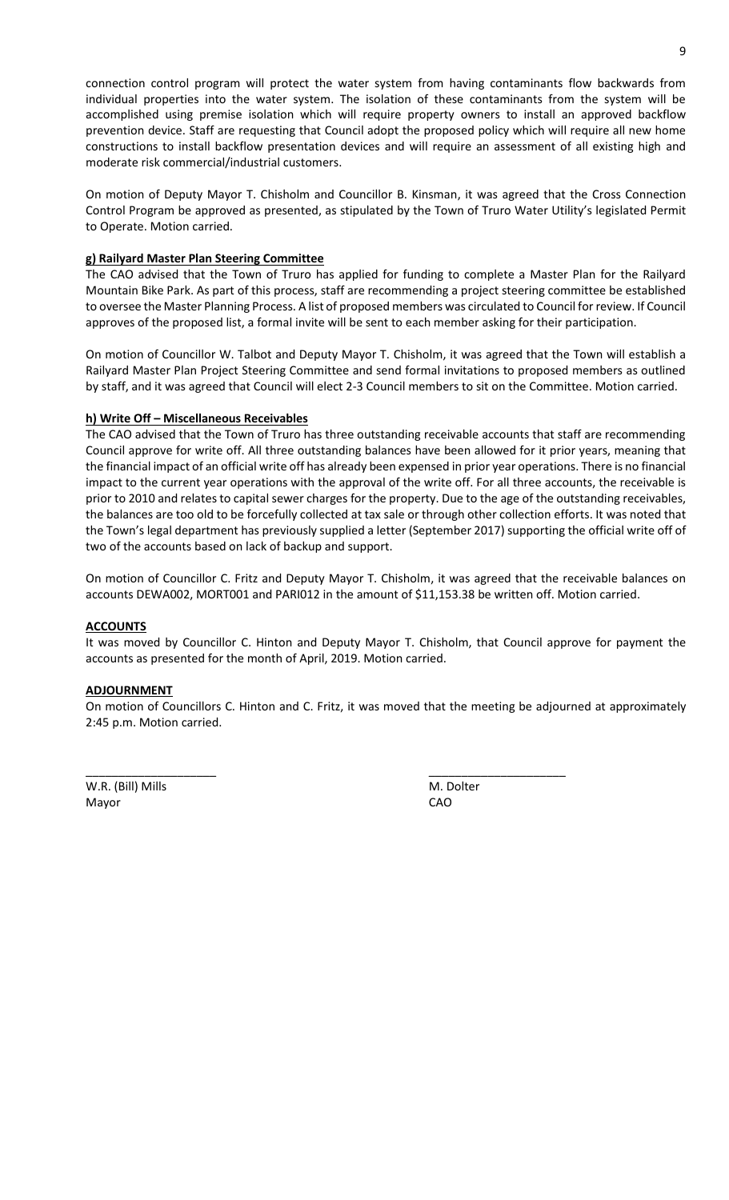connection control program will protect the water system from having contaminants flow backwards from individual properties into the water system. The isolation of these contaminants from the system will be accomplished using premise isolation which will require property owners to install an approved backflow prevention device. Staff are requesting that Council adopt the proposed policy which will require all new home constructions to install backflow presentation devices and will require an assessment of all existing high and moderate risk commercial/industrial customers.

On motion of Deputy Mayor T. Chisholm and Councillor B. Kinsman, it was agreed that the Cross Connection Control Program be approved as presented, as stipulated by the Town of Truro Water Utility's legislated Permit to Operate. Motion carried.

**g) Railyard Master Plan Steering Committee**

The CAO advised that the Town of Truro has applied for funding to complete a Master Plan for the Railyard Mountain Bike Park. As part of this process, staff are recommending a project steering committee be established to oversee the Master Planning Process. A list of proposed members was circulated to Council for review. If Council approves of the proposed list, a formal invite will be sent to each member asking for their participation.

On motion of Councillor W. Talbot and Deputy Mayor T. Chisholm, it was agreed that the Town will establish a Railyard Master Plan Project Steering Committee and send formal invitations to proposed members as outlined by staff, and it was agreed that Council will elect 2-3 Council members to sit on the Committee. Motion carried.

**h) Write Off – Miscellaneous Receivables**

The CAO advised that the Town of Truro has three outstanding receivable accounts that staff are recommending Council approve for write off. All three outstanding balances have been allowed for it prior years, meaning that the financial impact of an official write off has already been expensed in prior year operations. There is no financial impact to the current year operations with the approval of the write off. For all three accounts, the receivable is prior to 2010 and relates to capital sewer charges for the property. Due to the age of the outstanding receivables, the balances are too old to be forcefully collected at tax sale or through other collection efforts. It was noted that the Town's legal department has previously supplied a letter (September 2017) supporting the official write off of two of the accounts based on lack of backup and support.

On motion of Councillor C. Fritz and Deputy Mayor T. Chisholm, it was agreed that the receivable balances on accounts DEWA002, MORT001 and PARI012 in the amount of $11,153.38 be written off. Motion carried.

**ACCOUNTS**

It was moved by Councillor C. Hinton and Deputy Mayor T. Chisholm, that Council approve for payment the accounts as presented for the month of April, 2019. Motion carried.

**ADJOURNMENT**

On motion of Councillors C. Hinton and C. Fritz, it was moved that the meeting be adjourned at approximately 2:45 p.m. Motion carried.

\_\_\_\_\_\_\_\_\_\_\_\_\_\_\_\_\_\_\_\_
W.R. (Bill) Mills
Mayor

\_\_\_\_\_\_\_\_\_\_\_\_\_\_\_\_\_\_\_\_
M. Dolter
CAO